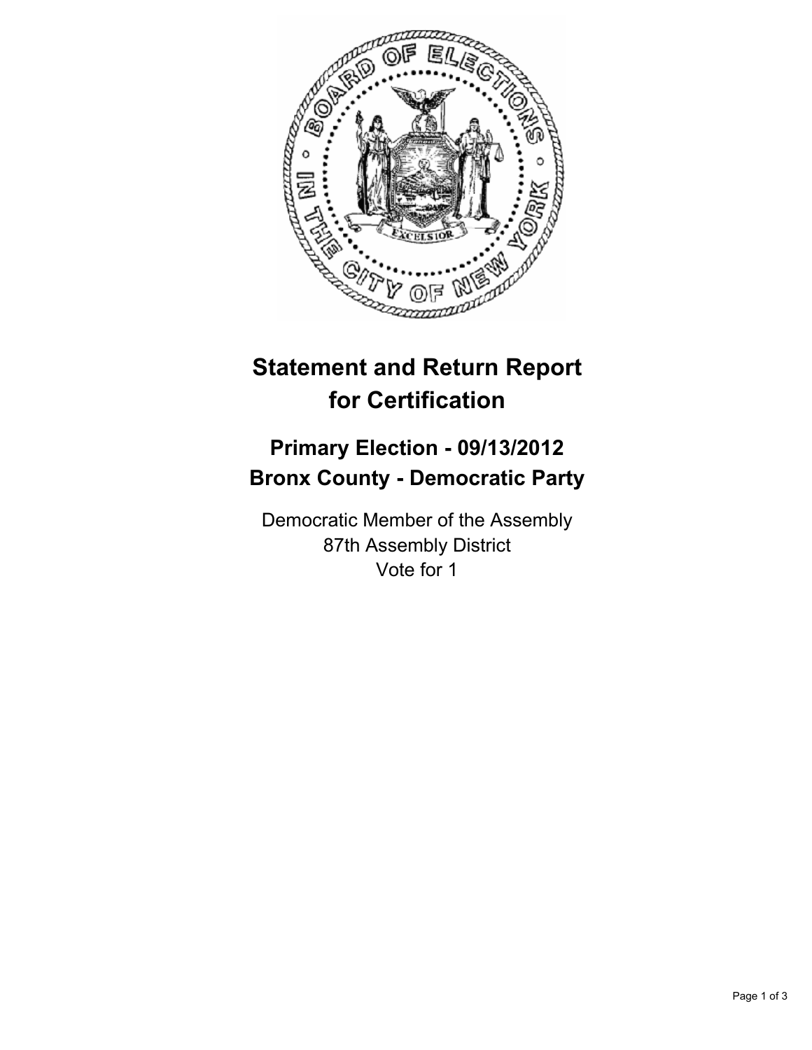# Statement and Return Report for Certification

## Primary Election - 09/13/2012
## Bronx County - Democratic Party

Democratic Member of the Assembly
87th Assembly District
Vote for 1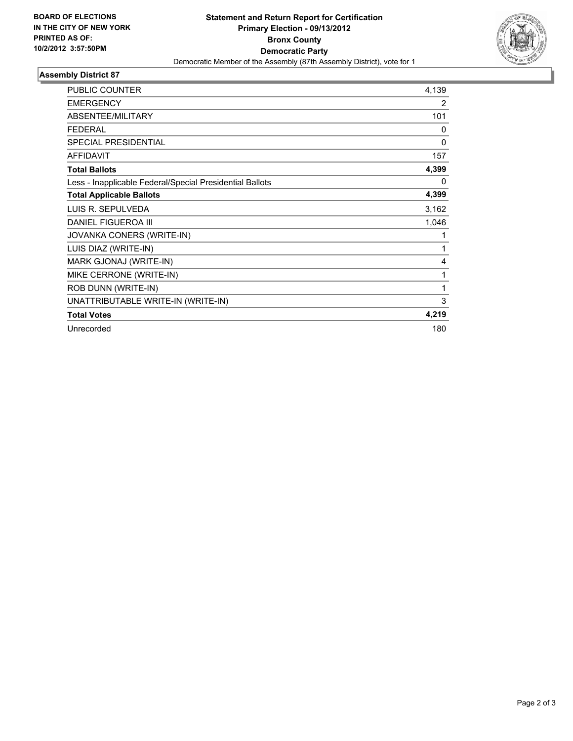**BOARD OF ELECTIONS IN THE CITY OF NEW YORK PRINTED AS OF: 10/2/2012 3:57:50PM**

**Statement and Return Report for Certification**
**Primary Election - 09/13/2012**
**Bronx County**
**Democratic Party**
Democratic Member of the Assembly (87th Assembly District), vote for 1

## Assembly District 87

| | |
|---|---|
| PUBLIC COUNTER | 4,139 |
| EMERGENCY | 2 |
| ABSENTEE/MILITARY | 101 |
| FEDERAL | 0 |
| SPECIAL PRESIDENTIAL | 0 |
| AFFIDAVIT | 157 |
| **Total Ballots** | **4,399** |
| Less - Inapplicable Federal/Special Presidential Ballots | 0 |
| **Total Applicable Ballots** | **4,399** |
| LUIS R. SEPULVEDA | 3,162 |
| DANIEL FIGUEROA III | 1,046 |
| JOVANKA CONERS (WRITE-IN) | 1 |
| LUIS DIAZ (WRITE-IN) | 1 |
| MARK GJONAJ (WRITE-IN) | 4 |
| MIKE CERRONE (WRITE-IN) | 1 |
| ROB DUNN (WRITE-IN) | 1 |
| UNATTRIBUTABLE WRITE-IN (WRITE-IN) | 3 |
| **Total Votes** | **4,219** |
| Unrecorded | 180 |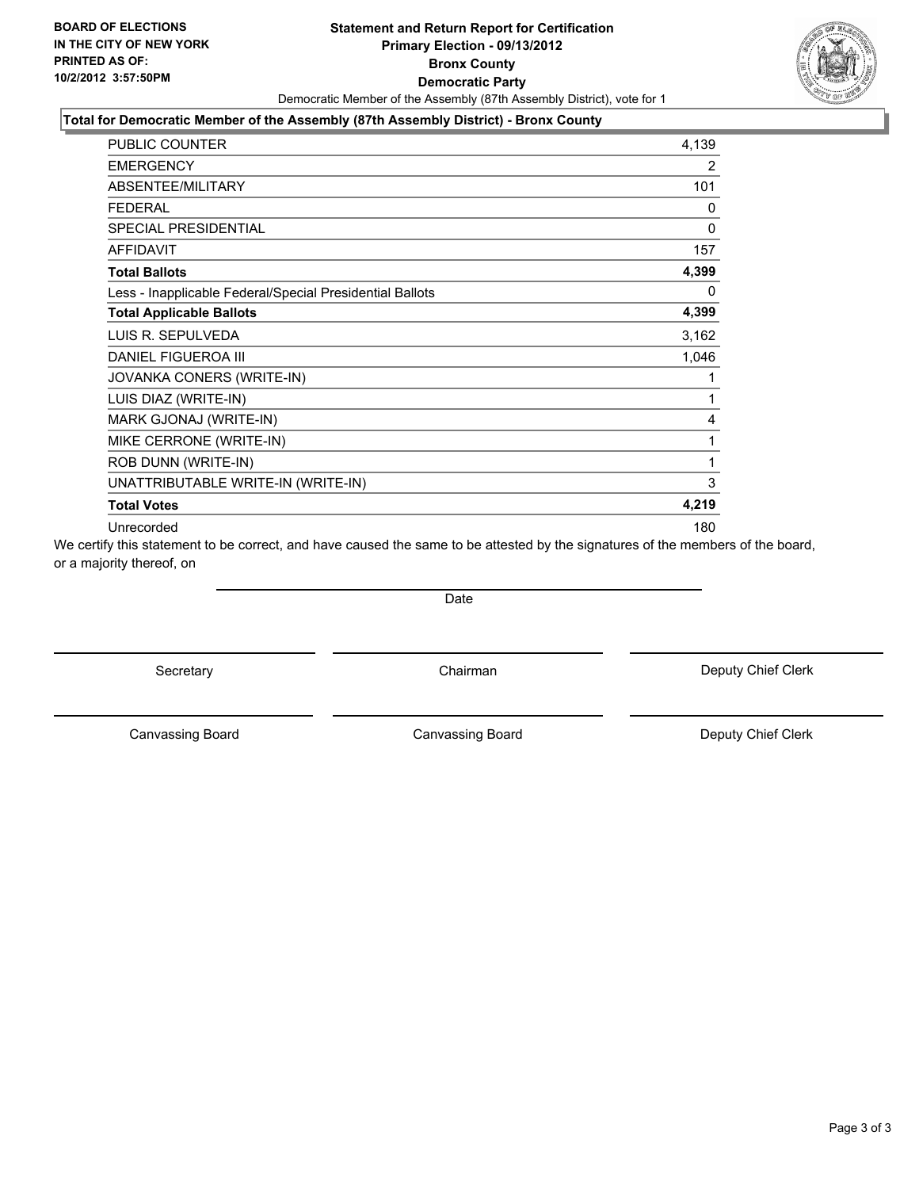**BOARD OF ELECTIONS IN THE CITY OF NEW YORK PRINTED AS OF: 10/2/2012 3:57:50PM**

**Statement and Return Report for Certification**
**Primary Election - 09/13/2012**
**Bronx County**
**Democratic Party**
Democratic Member of the Assembly (87th Assembly District), vote for 1

**Total for Democratic Member of the Assembly (87th Assembly District) - Bronx County**

| | |
|---|---|
| PUBLIC COUNTER | 4,139 |
| EMERGENCY | 2 |
| ABSENTEE/MILITARY | 101 |
| FEDERAL | 0 |
| SPECIAL PRESIDENTIAL | 0 |
| AFFIDAVIT | 157 |
| **Total Ballots** | **4,399** |
| Less - Inapplicable Federal/Special Presidential Ballots | 0 |
| **Total Applicable Ballots** | **4,399** |
| LUIS R. SEPULVEDA | 3,162 |
| DANIEL FIGUEROA III | 1,046 |
| JOVANKA CONERS (WRITE-IN) | 1 |
| LUIS DIAZ (WRITE-IN) | 1 |
| MARK GJONAJ (WRITE-IN) | 4 |
| MIKE CERRONE (WRITE-IN) | 1 |
| ROB DUNN (WRITE-IN) | 1 |
| UNATTRIBUTABLE WRITE-IN (WRITE-IN) | 3 |
| **Total Votes** | **4,219** |
| Unrecorded | 180 |

We certify this statement to be correct, and have caused the same to be attested by the signatures of the members of the board, or a majority thereof, on

Date

Secretary　　Chairman　　Deputy Chief Clerk

Canvassing Board　　Canvassing Board　　Deputy Chief Clerk